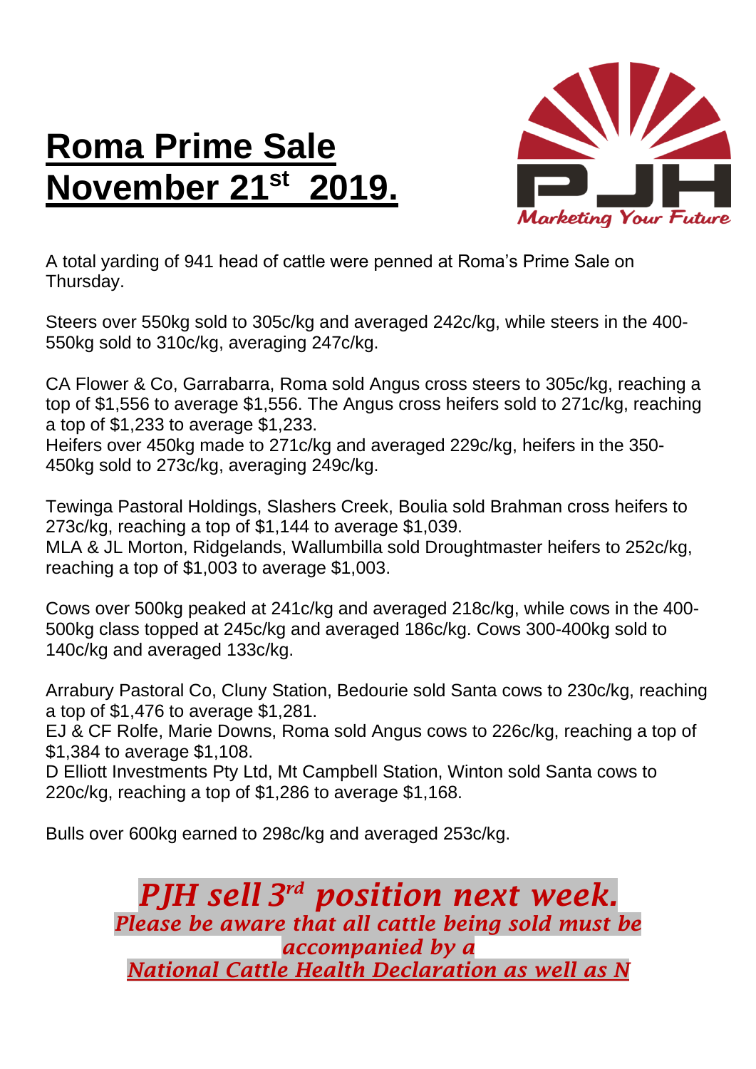# Roma Prime Sale November 21st 2019.

A total yarding of 941 head of cattle were penned at Roma's Prime Sale on Thursday.

Steers over 550kg sold to 305c/kg and averaged 242c/kg, while steers in the 400-550kg sold to 310c/kg, averaging 247c/kg.

CA Flower & Co, Garrabarra, Roma sold Angus cross steers to 305c/kg, reaching a top of $1,556 to average $1,556. The Angus cross heifers sold to 271c/kg, reaching a top of $1,233 to average $1,233.
Heifers over 450kg made to 271c/kg and averaged 229c/kg, heifers in the 350-450kg sold to 273c/kg, averaging 249c/kg.

Tewinga Pastoral Holdings, Slashers Creek, Boulia sold Brahman cross heifers to 273c/kg, reaching a top of $1,144 to average $1,039.
MLA & JL Morton, Ridgelands, Wallumbilla sold Droughtmaster heifers to 252c/kg, reaching a top of $1,003 to average $1,003.

Cows over 500kg peaked at 241c/kg and averaged 218c/kg, while cows in the 400-500kg class topped at 245c/kg and averaged 186c/kg. Cows 300-400kg sold to 140c/kg and averaged 133c/kg.

Arrabury Pastoral Co, Cluny Station, Bedourie sold Santa cows to 230c/kg, reaching a top of $1,476 to average $1,281.
EJ & CF Rolfe, Marie Downs, Roma sold Angus cows to 226c/kg, reaching a top of $1,384 to average $1,108.
D Elliott Investments Pty Ltd, Mt Campbell Station, Winton sold Santa cows to 220c/kg, reaching a top of $1,286 to average $1,168.

Bulls over 600kg earned to 298c/kg and averaged 253c/kg.

***PJH sell 3rd position next week.***
***Please be aware that all cattle being sold must be accompanied by a***
***National Cattle Health Declaration as well as N***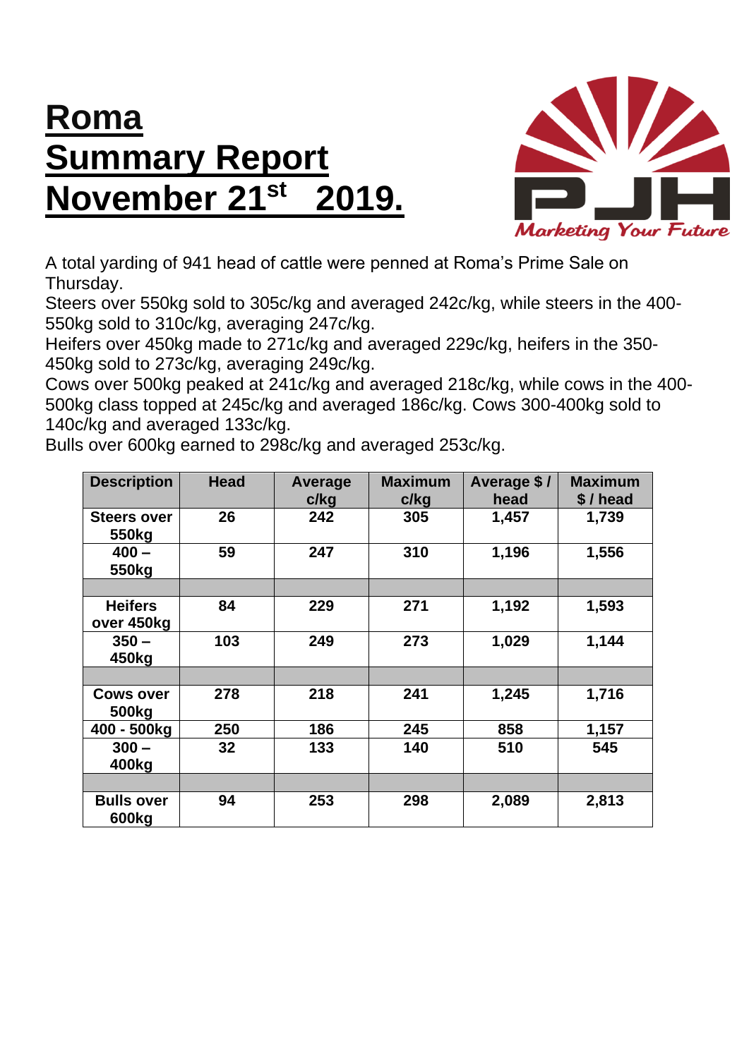# Roma Summary Report November 21st 2019.

A total yarding of 941 head of cattle were penned at Roma's Prime Sale on Thursday.
Steers over 550kg sold to 305c/kg and averaged 242c/kg, while steers in the 400-550kg sold to 310c/kg, averaging 247c/kg.
Heifers over 450kg made to 271c/kg and averaged 229c/kg, heifers in the 350-450kg sold to 273c/kg, averaging 249c/kg.
Cows over 500kg peaked at 241c/kg and averaged 218c/kg, while cows in the 400-500kg class topped at 245c/kg and averaged 186c/kg. Cows 300-400kg sold to 140c/kg and averaged 133c/kg.
Bulls over 600kg earned to 298c/kg and averaged 253c/kg.

| Description | Head | Average c/kg | Maximum c/kg | Average $ / head | Maximum $ / head |
|---|---|---|---|---|---|
| Steers over 550kg | 26 | 242 | 305 | 1,457 | 1,739 |
| 400 – 550kg | 59 | 247 | 310 | 1,196 | 1,556 |
| | | | | | |
| Heifers over 450kg | 84 | 229 | 271 | 1,192 | 1,593 |
| 350 – 450kg | 103 | 249 | 273 | 1,029 | 1,144 |
| | | | | | |
| Cows over 500kg | 278 | 218 | 241 | 1,245 | 1,716 |
| 400 - 500kg | 250 | 186 | 245 | 858 | 1,157 |
| 300 – 400kg | 32 | 133 | 140 | 510 | 545 |
| | | | | | |
| Bulls over 600kg | 94 | 253 | 298 | 2,089 | 2,813 |